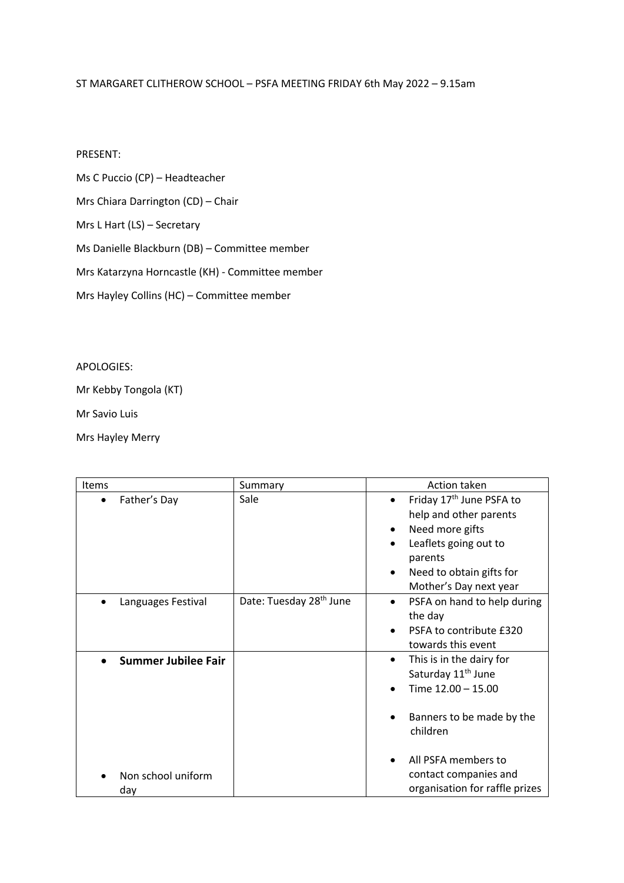ST MARGARET CLITHEROW SCHOOL – PSFA MEETING FRIDAY 6th May 2022 – 9.15am

PRESENT:

Ms C Puccio (CP) – Headteacher

Mrs Chiara Darrington (CD) – Chair

Mrs L Hart (LS) – Secretary

Ms Danielle Blackburn (DB) – Committee member

Mrs Katarzyna Horncastle (KH) - Committee member

Mrs Hayley Collins (HC) – Committee member

APOLOGIES:

Mr Kebby Tongola (KT)

Mr Savio Luis

Mrs Hayley Merry

| Items | Summary | Action taken |
|---|---|---|
| • Father's Day | Sale | • Friday 17th June PSFA to help and other parents<br>• Need more gifts<br>• Leaflets going out to parents<br>• Need to obtain gifts for Mother's Day next year |
| • Languages Festival | Date: Tuesday 28th June | • PSFA on hand to help during the day<br>• PSFA to contribute £320 towards this event |
| • **Summer Jubilee Fair**<br><br>• Non school uniform day | | • This is in the dairy for Saturday 11th June<br>• Time 12.00 – 15.00<br>• Banners to be made by the children<br>• All PSFA members to contact companies and organisation for raffle prizes |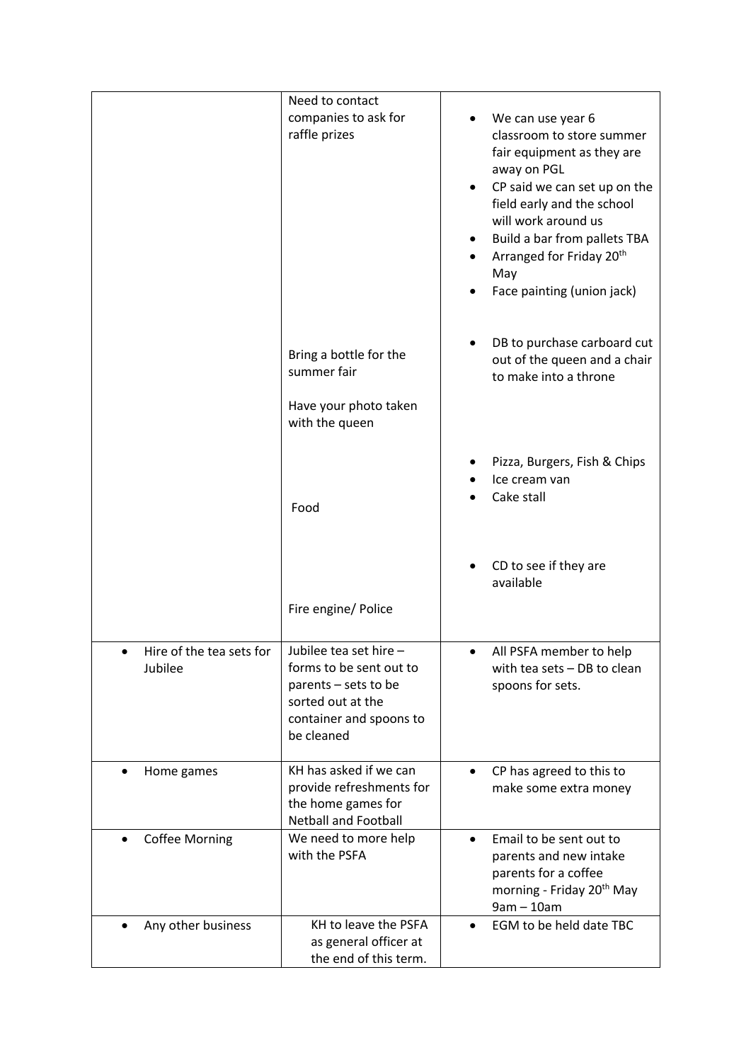| | | |
|---|---|---|
| | Need to contact companies to ask for raffle prizes<br><br>Bring a bottle for the summer fair<br><br>Have your photo taken with the queen<br><br>Food<br><br>Fire engine/ Police | • We can use year 6 classroom to store summer fair equipment as they are away on PGL<br>• CP said we can set up on the field early and the school will work around us<br>• Build a bar from pallets TBA<br>• Arranged for Friday 20th May<br>• Face painting (union jack)<br><br>• DB to purchase carboard cut out of the queen and a chair to make into a throne<br><br>• Pizza, Burgers, Fish & Chips<br>• Ice cream van<br>• Cake stall<br><br>• CD to see if they are available |
| • Hire of the tea sets for Jubilee | Jubilee tea set hire – forms to be sent out to parents – sets to be sorted out at the container and spoons to be cleaned | • All PSFA member to help with tea sets – DB to clean spoons for sets. |
| • Home games | KH has asked if we can provide refreshments for the home games for Netball and Football | • CP has agreed to this to make some extra money |
| • Coffee Morning | We need to more help with the PSFA | • Email to be sent out to parents and new intake parents for a coffee morning - Friday 20th May 9am – 10am |
| • Any other business | KH to leave the PSFA as general officer at the end of this term. | • EGM to be held date TBC |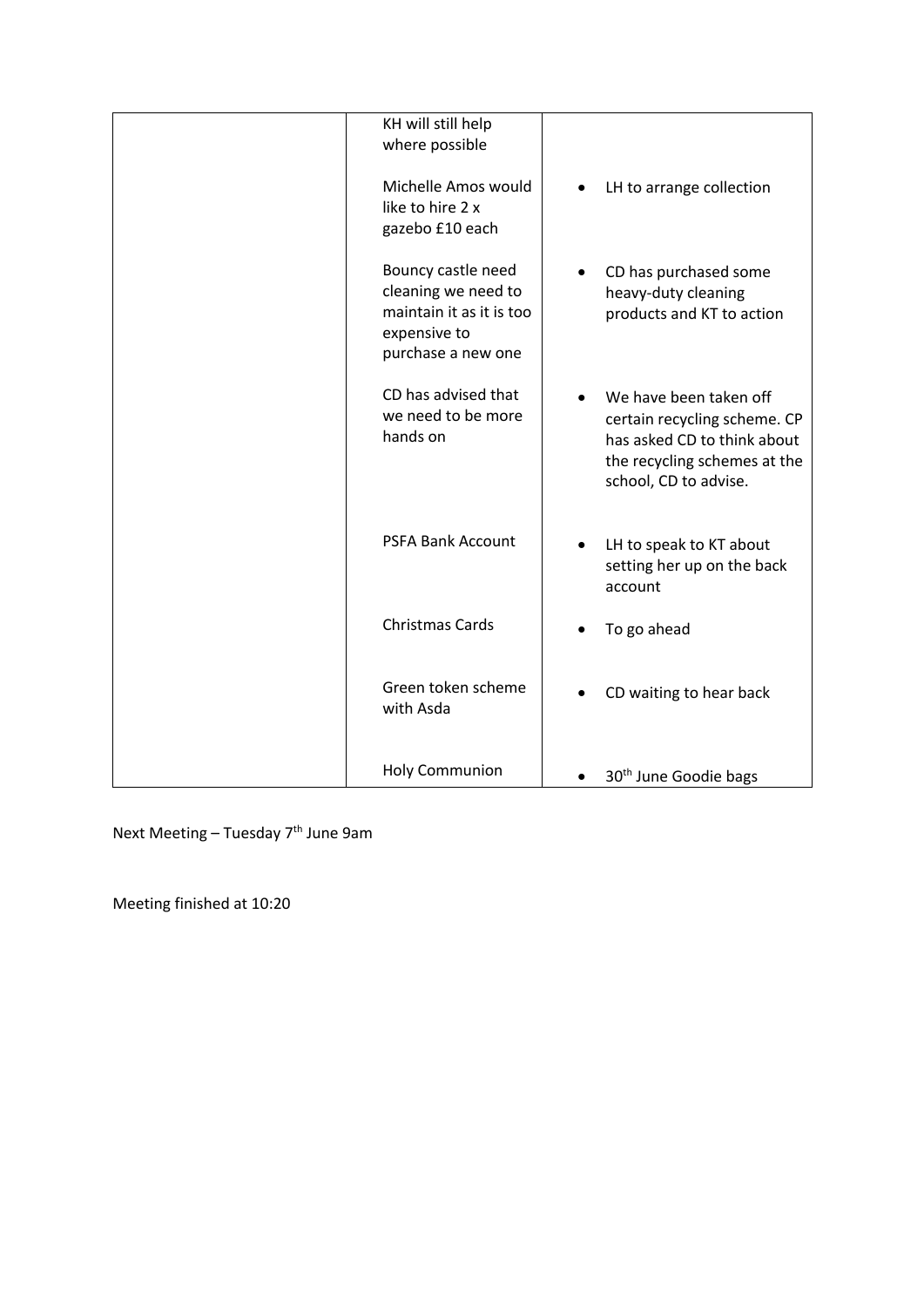| | | |
|---|---|---|
| | KH will still help where possible | |
| | Michelle Amos would like to hire 2 x gazebo £10 each | • LH to arrange collection |
| | Bouncy castle need cleaning we need to maintain it as it is too expensive to purchase a new one | • CD has purchased some heavy-duty cleaning products and KT to action |
| | CD has advised that we need to be more hands on | • We have been taken off certain recycling scheme. CP has asked CD to think about the recycling schemes at the school, CD to advise. |
| | PSFA Bank Account | • LH to speak to KT about setting her up on the back account |
| | Christmas Cards | • To go ahead |
| | Green token scheme with Asda | • CD waiting to hear back |
| | Holy Communion | • 30th June Goodie bags |

Next Meeting – Tuesday 7th June 9am

Meeting finished at 10:20